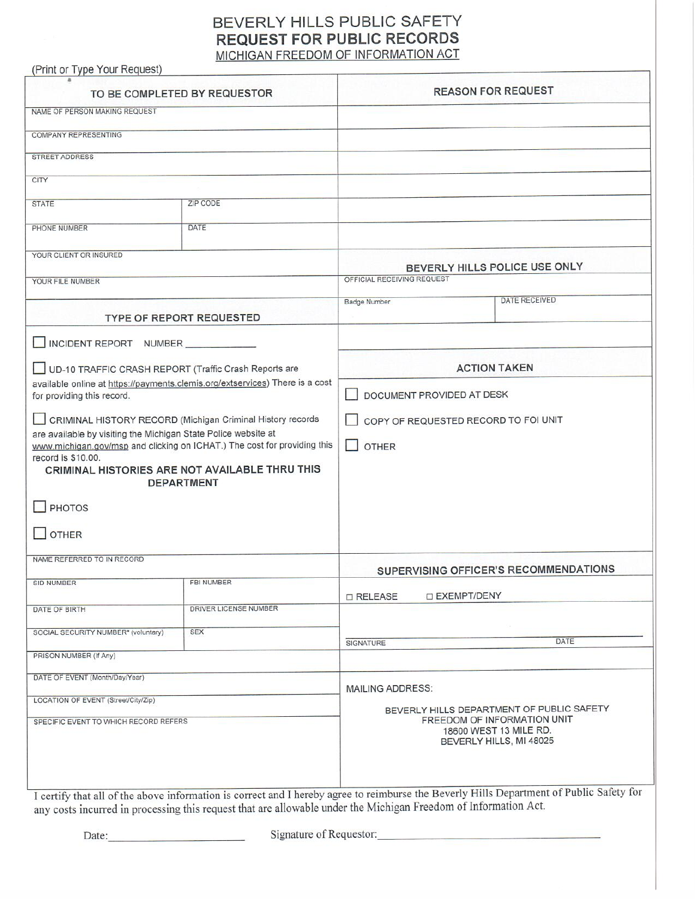# BEVERLY HILLS PUBLIC SAFETY

## REQUEST FOR PUBLIC RECORDS

MICHIGAN FREEDOM OF INFORMATION ACT

(Print or Type Your Request)

| TO BE COMPLETED BY REQUESTOR | |
|---|---|
| NAME OF PERSON MAKING REQUEST | |
| COMPANY REPRESENTING | |
| STREET ADDRESS | |
| CITY | |
| STATE | ZIP CODE |
| PHONE NUMBER | DATE |
| YOUR CLIENT OR INSURED | |
| YOUR FILE NUMBER | |

**REASON FOR REQUEST**

### TYPE OF REPORT REQUESTED

☐ INCIDENT REPORT NUMBER ____________

☐ UD-10 TRAFFIC CRASH REPORT (Traffic Crash Reports are available online at https://payments.clemis.org/extservices) There is a cost for providing this record.

☐ CRIMINAL HISTORY RECORD (Michigan Criminal History records are available by visiting the Michigan State Police website at www.michigan.gov/msp and clicking on ICHAT.) The cost for providing this record is $10.00.

**CRIMINAL HISTORIES ARE NOT AVAILABLE THRU THIS DEPARTMENT**

☐ PHOTOS

☐ OTHER

| NAME REFERRED TO IN RECORD | |
|---|---|
| SID NUMBER | FBI NUMBER |
| DATE OF BIRTH | DRIVER LICENSE NUMBER |
| SOCIAL SECURITY NUMBER* (voluntary) | SEX |
| PRISON NUMBER (If Any) | |
| DATE OF EVENT (Month/Day/Year) | |
| LOCATION OF EVENT (Street/City/Zip) | |
| SPECIFIC EVENT TO WHICH RECORD REFERS | |

### BEVERLY HILLS POLICE USE ONLY

| OFFICIAL RECEIVING REQUEST | |
|---|---|
| Badge Number | DATE RECEIVED |

### ACTION TAKEN

☐ DOCUMENT PROVIDED AT DESK

☐ COPY OF REQUESTED RECORD TO FOI UNIT

☐ OTHER

### SUPERVISING OFFICER'S RECOMMENDATIONS

☐ RELEASE ☐ EXEMPT/DENY

SIGNATURE ____________ DATE ____________

MAILING ADDRESS:

BEVERLY HILLS DEPARTMENT OF PUBLIC SAFETY
FREEDOM OF INFORMATION UNIT
18600 WEST 13 MILE RD.
BEVERLY HILLS, MI 48025

I certify that all of the above information is correct and I hereby agree to reimburse the Beverly Hills Department of Public Safety for any costs incurred in processing this request that are allowable under the Michigan Freedom of Information Act.

Date: ____________ Signature of Requestor: ____________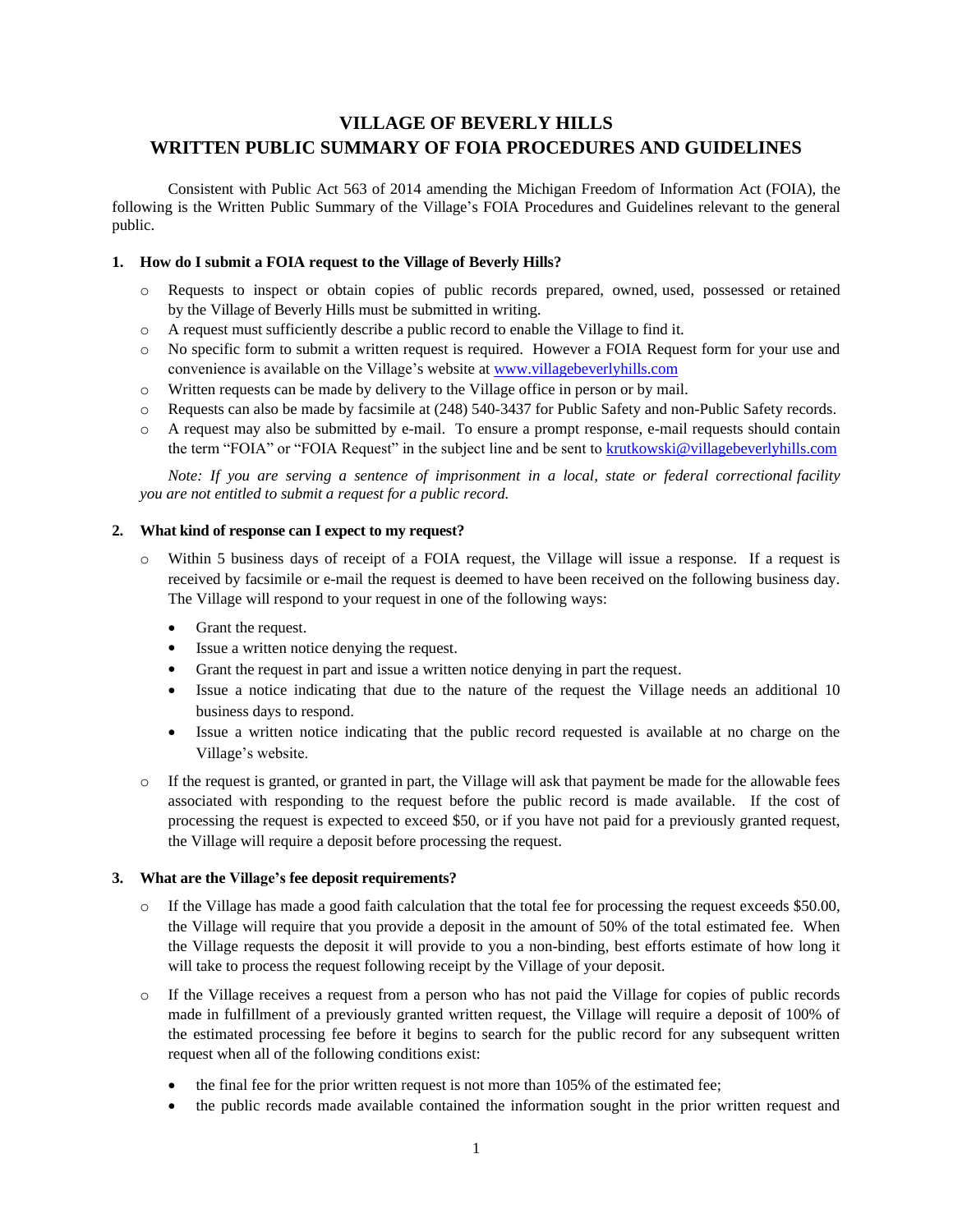# VILLAGE OF BEVERLY HILLS
# WRITTEN PUBLIC SUMMARY OF FOIA PROCEDURES AND GUIDELINES

Consistent with Public Act 563 of 2014 amending the Michigan Freedom of Information Act (FOIA), the following is the Written Public Summary of the Village's FOIA Procedures and Guidelines relevant to the general public.

### 1. How do I submit a FOIA request to the Village of Beverly Hills?

- Requests to inspect or obtain copies of public records prepared, owned, used, possessed or retained by the Village of Beverly Hills must be submitted in writing.
- A request must sufficiently describe a public record to enable the Village to find it.
- No specific form to submit a written request is required. However a FOIA Request form for your use and convenience is available on the Village's website at [www.villagebeverlyhills.com](http://www.villagebeverlyhills.com)
- Written requests can be made by delivery to the Village office in person or by mail.
- Requests can also be made by facsimile at (248) 540-3437 for Public Safety and non-Public Safety records.
- A request may also be submitted by e-mail. To ensure a prompt response, e-mail requests should contain the term "FOIA" or "FOIA Request" in the subject line and be sent to [krutkowski@villagebeverlyhills.com](mailto:krutkowski@villagebeverlyhills.com)

*Note: If you are serving a sentence of imprisonment in a local, state or federal correctional facility you are not entitled to submit a request for a public record.*

### 2. What kind of response can I expect to my request?

- Within 5 business days of receipt of a FOIA request, the Village will issue a response. If a request is received by facsimile or e-mail the request is deemed to have been received on the following business day. The Village will respond to your request in one of the following ways:
  - Grant the request.
  - Issue a written notice denying the request.
  - Grant the request in part and issue a written notice denying in part the request.
  - Issue a notice indicating that due to the nature of the request the Village needs an additional 10 business days to respond.
  - Issue a written notice indicating that the public record requested is available at no charge on the Village's website.
- If the request is granted, or granted in part, the Village will ask that payment be made for the allowable fees associated with responding to the request before the public record is made available. If the cost of processing the request is expected to exceed $50, or if you have not paid for a previously granted request, the Village will require a deposit before processing the request.

### 3. What are the Village's fee deposit requirements?

- If the Village has made a good faith calculation that the total fee for processing the request exceeds $50.00, the Village will require that you provide a deposit in the amount of 50% of the total estimated fee. When the Village requests the deposit it will provide to you a non-binding, best efforts estimate of how long it will take to process the request following receipt by the Village of your deposit.
- If the Village receives a request from a person who has not paid the Village for copies of public records made in fulfillment of a previously granted written request, the Village will require a deposit of 100% of the estimated processing fee before it begins to search for the public record for any subsequent written request when all of the following conditions exist:
  - the final fee for the prior written request is not more than 105% of the estimated fee;
  - the public records made available contained the information sought in the prior written request and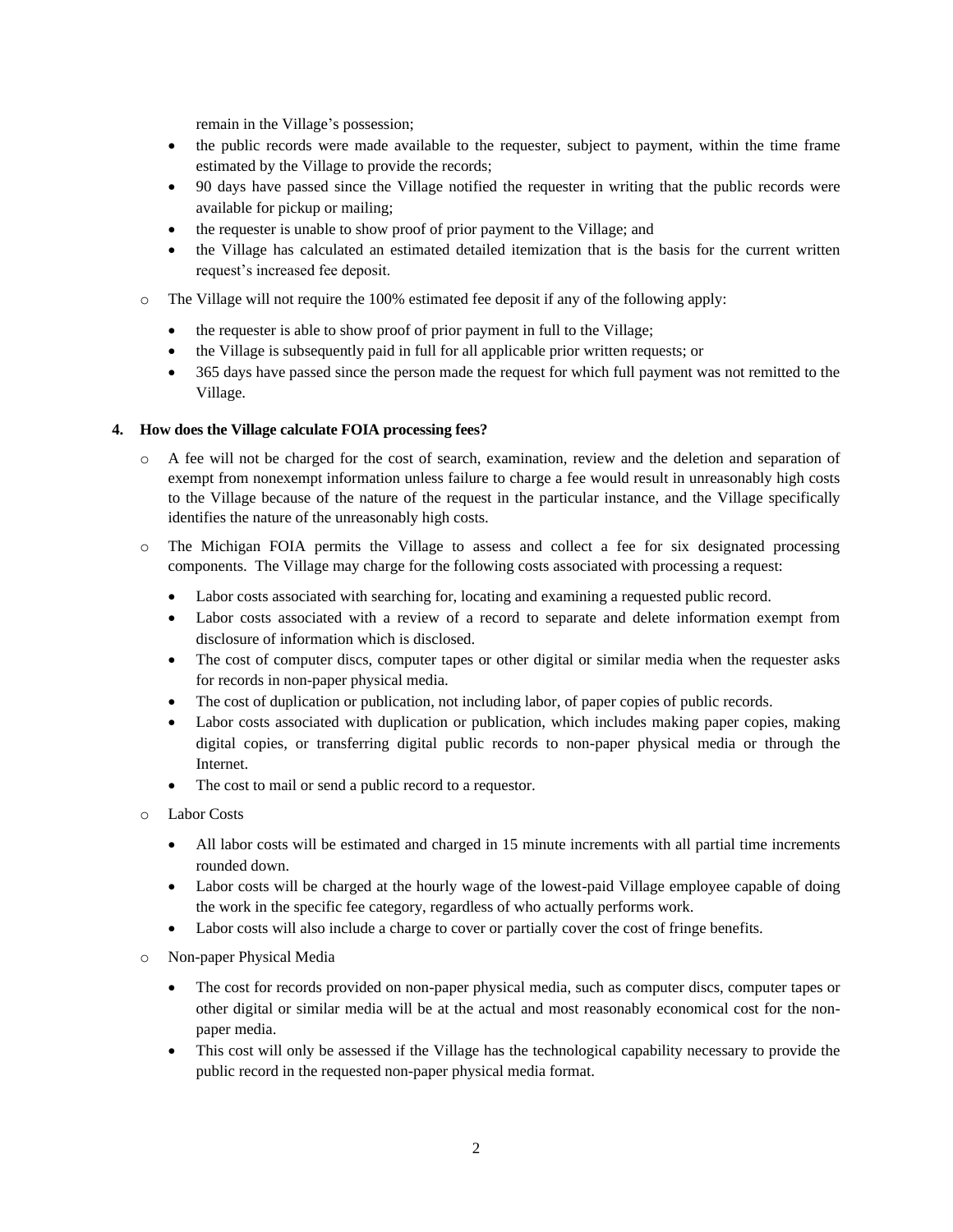remain in the Village's possession;

- the public records were made available to the requester, subject to payment, within the time frame estimated by the Village to provide the records;
- 90 days have passed since the Village notified the requester in writing that the public records were available for pickup or mailing;
- the requester is unable to show proof of prior payment to the Village; and
- the Village has calculated an estimated detailed itemization that is the basis for the current written request's increased fee deposit.

- The Village will not require the 100% estimated fee deposit if any of the following apply:
  - the requester is able to show proof of prior payment in full to the Village;
  - the Village is subsequently paid in full for all applicable prior written requests; or
  - 365 days have passed since the person made the request for which full payment was not remitted to the Village.

**4. How does the Village calculate FOIA processing fees?**

- A fee will not be charged for the cost of search, examination, review and the deletion and separation of exempt from nonexempt information unless failure to charge a fee would result in unreasonably high costs to the Village because of the nature of the request in the particular instance, and the Village specifically identifies the nature of the unreasonably high costs.
- The Michigan FOIA permits the Village to assess and collect a fee for six designated processing components. The Village may charge for the following costs associated with processing a request:
  - Labor costs associated with searching for, locating and examining a requested public record.
  - Labor costs associated with a review of a record to separate and delete information exempt from disclosure of information which is disclosed.
  - The cost of computer discs, computer tapes or other digital or similar media when the requester asks for records in non-paper physical media.
  - The cost of duplication or publication, not including labor, of paper copies of public records.
  - Labor costs associated with duplication or publication, which includes making paper copies, making digital copies, or transferring digital public records to non-paper physical media or through the Internet.
  - The cost to mail or send a public record to a requestor.
- Labor Costs
  - All labor costs will be estimated and charged in 15 minute increments with all partial time increments rounded down.
  - Labor costs will be charged at the hourly wage of the lowest-paid Village employee capable of doing the work in the specific fee category, regardless of who actually performs work.
  - Labor costs will also include a charge to cover or partially cover the cost of fringe benefits.
- Non-paper Physical Media
  - The cost for records provided on non-paper physical media, such as computer discs, computer tapes or other digital or similar media will be at the actual and most reasonably economical cost for the non-paper media.
  - This cost will only be assessed if the Village has the technological capability necessary to provide the public record in the requested non-paper physical media format.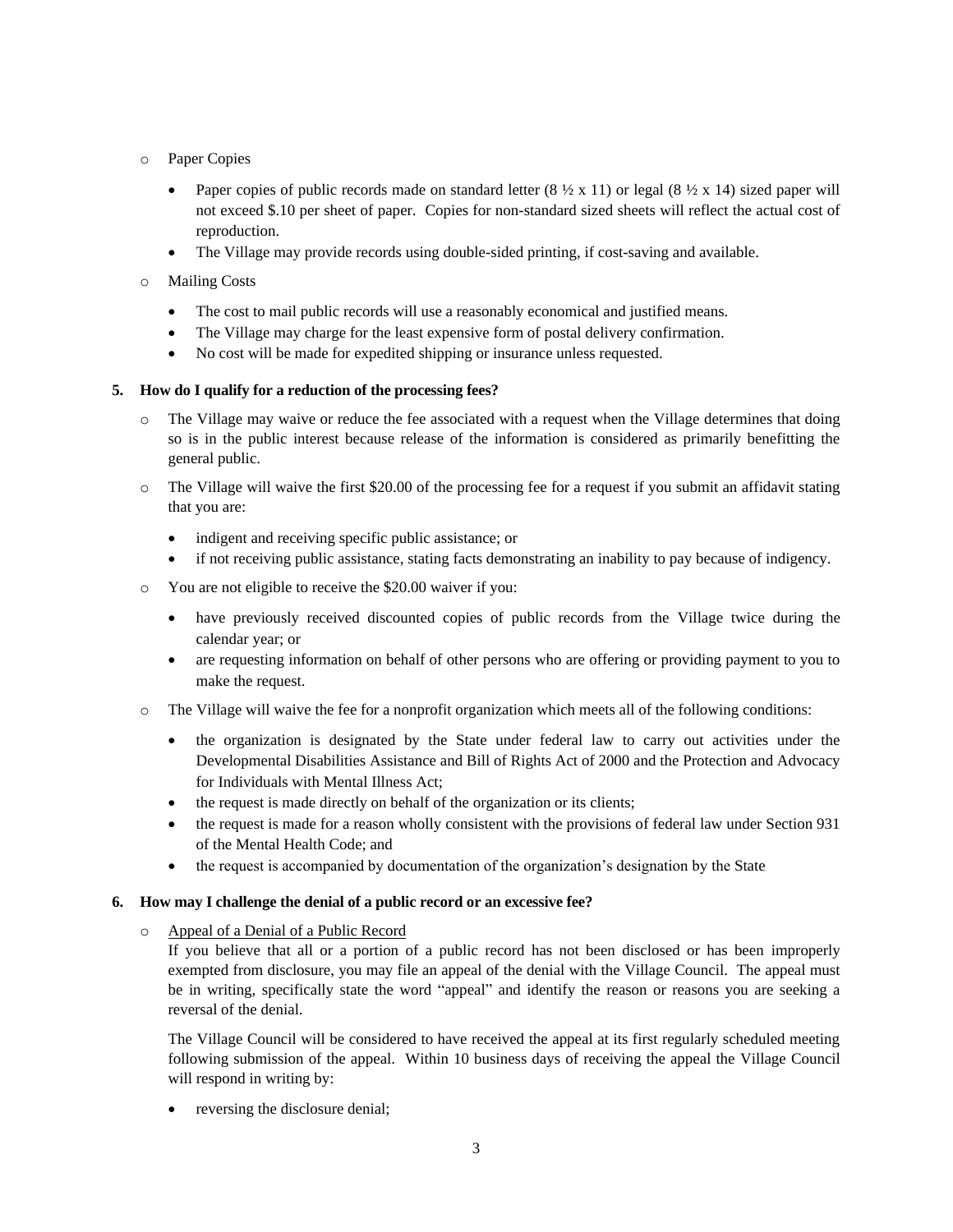- Paper Copies

  - Paper copies of public records made on standard letter (8 ½ x 11) or legal (8 ½ x 14) sized paper will not exceed $.10 per sheet of paper. Copies for non-standard sized sheets will reflect the actual cost of reproduction.
  - The Village may provide records using double-sided printing, if cost-saving and available.

- Mailing Costs

  - The cost to mail public records will use a reasonably economical and justified means.
  - The Village may charge for the least expensive form of postal delivery confirmation.
  - No cost will be made for expedited shipping or insurance unless requested.

**5. How do I qualify for a reduction of the processing fees?**

- The Village may waive or reduce the fee associated with a request when the Village determines that doing so is in the public interest because release of the information is considered as primarily benefitting the general public.

- The Village will waive the first $20.00 of the processing fee for a request if you submit an affidavit stating that you are:

  - indigent and receiving specific public assistance; or
  - if not receiving public assistance, stating facts demonstrating an inability to pay because of indigency.

- You are not eligible to receive the $20.00 waiver if you:

  - have previously received discounted copies of public records from the Village twice during the calendar year; or
  - are requesting information on behalf of other persons who are offering or providing payment to you to make the request.

- The Village will waive the fee for a nonprofit organization which meets all of the following conditions:

  - the organization is designated by the State under federal law to carry out activities under the Developmental Disabilities Assistance and Bill of Rights Act of 2000 and the Protection and Advocacy for Individuals with Mental Illness Act;
  - the request is made directly on behalf of the organization or its clients;
  - the request is made for a reason wholly consistent with the provisions of federal law under Section 931 of the Mental Health Code; and
  - the request is accompanied by documentation of the organization's designation by the State

**6. How may I challenge the denial of a public record or an excessive fee?**

- <u>Appeal of a Denial of a Public Record</u>
  If you believe that all or a portion of a public record has not been disclosed or has been improperly exempted from disclosure, you may file an appeal of the denial with the Village Council. The appeal must be in writing, specifically state the word "appeal" and identify the reason or reasons you are seeking a reversal of the denial.

  The Village Council will be considered to have received the appeal at its first regularly scheduled meeting following submission of the appeal. Within 10 business days of receiving the appeal the Village Council will respond in writing by:

  - reversing the disclosure denial;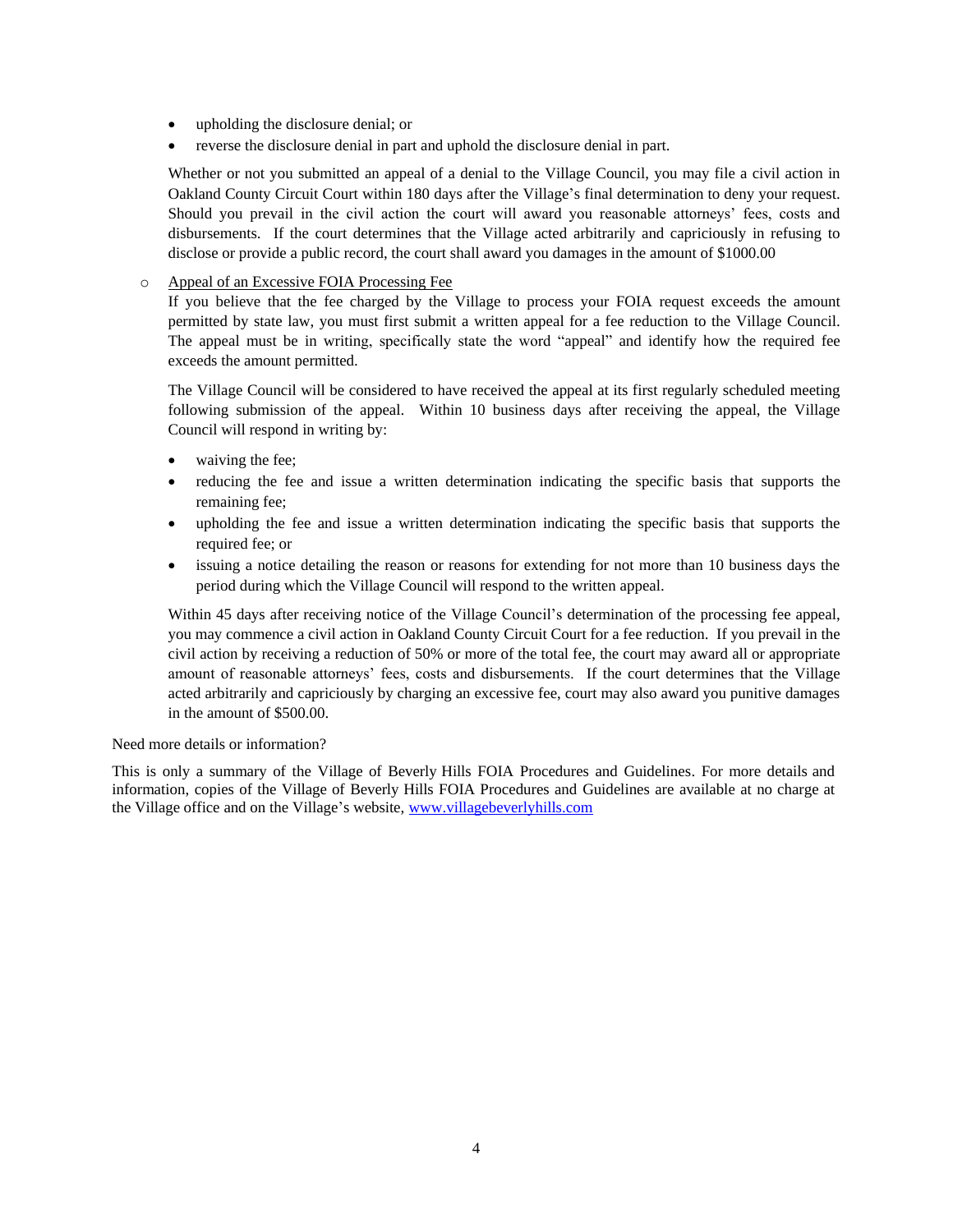- upholding the disclosure denial; or
- reverse the disclosure denial in part and uphold the disclosure denial in part.

Whether or not you submitted an appeal of a denial to the Village Council, you may file a civil action in Oakland County Circuit Court within 180 days after the Village's final determination to deny your request. Should you prevail in the civil action the court will award you reasonable attorneys' fees, costs and disbursements. If the court determines that the Village acted arbitrarily and capriciously in refusing to disclose or provide a public record, the court shall award you damages in the amount of $1000.00

- Appeal of an Excessive FOIA Processing Fee

  If you believe that the fee charged by the Village to process your FOIA request exceeds the amount permitted by state law, you must first submit a written appeal for a fee reduction to the Village Council. The appeal must be in writing, specifically state the word "appeal" and identify how the required fee exceeds the amount permitted.

  The Village Council will be considered to have received the appeal at its first regularly scheduled meeting following submission of the appeal. Within 10 business days after receiving the appeal, the Village Council will respond in writing by:

  - waiving the fee;
  - reducing the fee and issue a written determination indicating the specific basis that supports the remaining fee;
  - upholding the fee and issue a written determination indicating the specific basis that supports the required fee; or
  - issuing a notice detailing the reason or reasons for extending for not more than 10 business days the period during which the Village Council will respond to the written appeal.

  Within 45 days after receiving notice of the Village Council's determination of the processing fee appeal, you may commence a civil action in Oakland County Circuit Court for a fee reduction. If you prevail in the civil action by receiving a reduction of 50% or more of the total fee, the court may award all or appropriate amount of reasonable attorneys' fees, costs and disbursements. If the court determines that the Village acted arbitrarily and capriciously by charging an excessive fee, court may also award you punitive damages in the amount of $500.00.

Need more details or information?

This is only a summary of the Village of Beverly Hills FOIA Procedures and Guidelines. For more details and information, copies of the Village of Beverly Hills FOIA Procedures and Guidelines are available at no charge at the Village office and on the Village's website, www.villagebeverlyhills.com